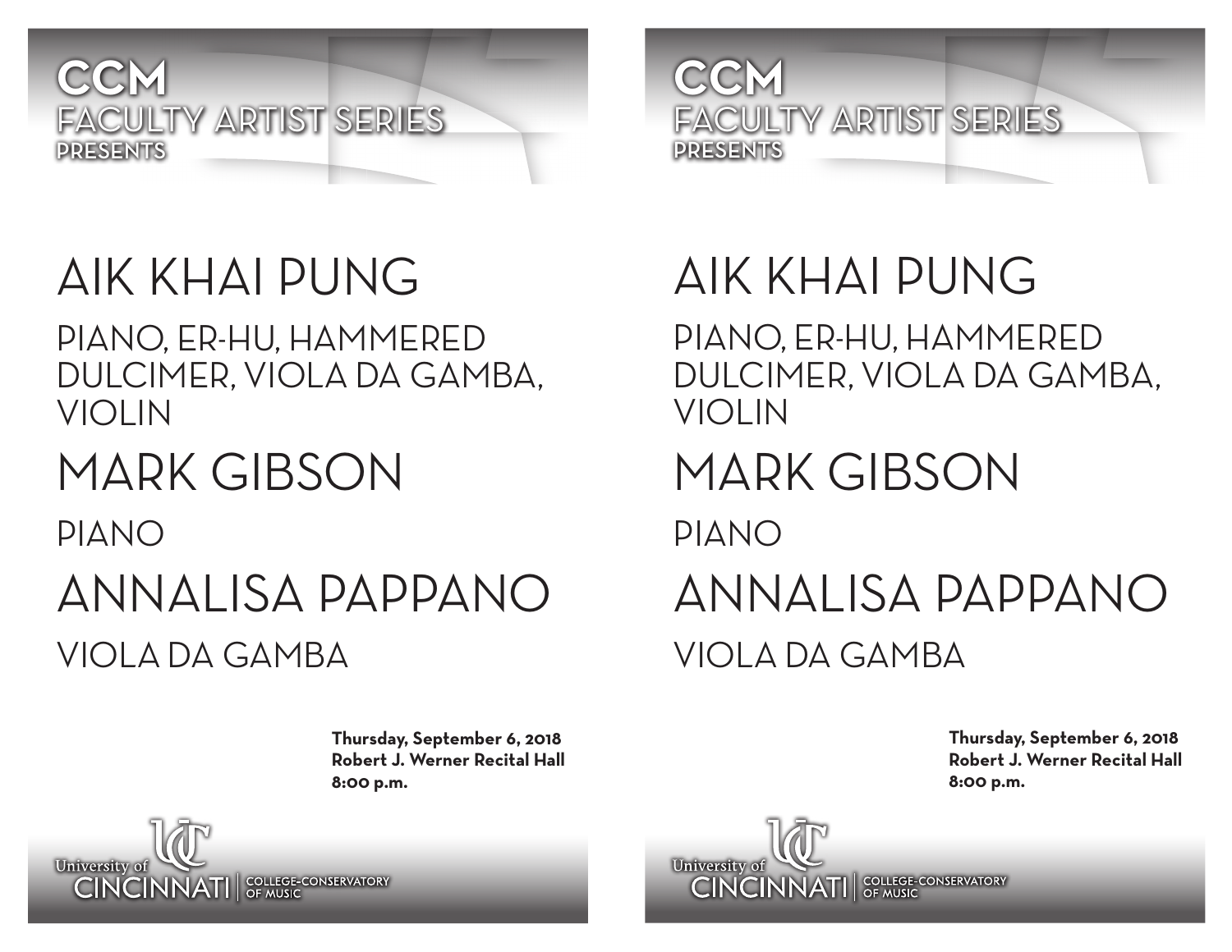# CCM
## FACULTY ARTIST SERIES
PRESENTS

# AIK KHAI PUNG

PIANO, ER-HU, HAMMERED DULCIMER, VIOLA DA GAMBA, VIOLIN

# MARK GIBSON

PIANO

# ANNALISA PAPPANO

VIOLA DA GAMBA

**Thursday, September 6, 2018**
**Robert J. Werner Recital Hall**
**8:00 p.m.**

University of CINCINNATI | COLLEGE-CONSERVATORY OF MUSIC

# CCM
## FACULTY ARTIST SERIES
PRESENTS

# AIK KHAI PUNG

PIANO, ER-HU, HAMMERED DULCIMER, VIOLA DA GAMBA, VIOLIN

# MARK GIBSON

PIANO

# ANNALISA PAPPANO

VIOLA DA GAMBA

**Thursday, September 6, 2018**
**Robert J. Werner Recital Hall**
**8:00 p.m.**

University of CINCINNATI | COLLEGE-CONSERVATORY OF MUSIC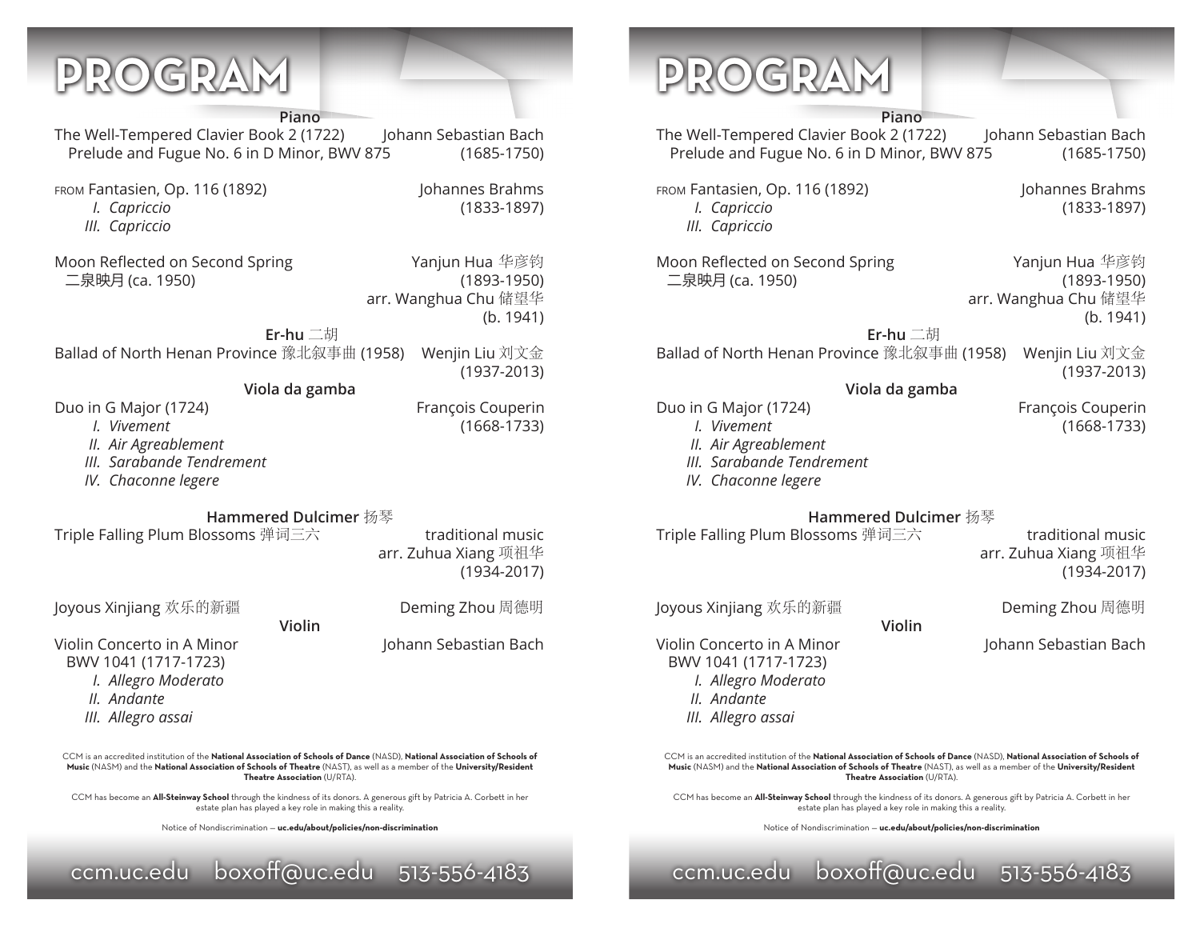# PROGRAM

### Piano

The Well-Tempered Clavier Book 2 (1722) — Johann Sebastian Bach (1685-1750)
Prelude and Fugue No. 6 in D Minor, BWV 875

FROM Fantasien, Op. 116 (1892) — Johannes Brahms (1833-1897)
*I. Capriccio*
*III. Capriccio*

Moon Reflected on Second Spring 二泉映月 (ca. 1950) — Yanjun Hua 华彦钧 (1893-1950)
arr. Wanghua Chu 储望华 (b. 1941)

### Er-hu 二胡

Ballad of North Henan Province 豫北叙事曲 (1958) — Wenjin Liu 刘文金 (1937-2013)

### Viola da gamba

Duo in G Major (1724) — François Couperin (1668-1733)
*I. Vivement*
*II. Air Agreablement*
*III. Sarabande Tendrement*
*IV. Chaconne legere*

### Hammered Dulcimer 扬琴

Triple Falling Plum Blossoms 弹词三六 — traditional music
arr. Zuhua Xiang 项祖华 (1934-2017)

Joyous Xinjiang 欢乐的新疆 — Deming Zhou 周德明

### Violin

Violin Concerto in A Minor BWV 1041 (1717-1723) — Johann Sebastian Bach
*I. Allegro Moderato*
*II. Andante*
*III. Allegro assai*

CCM is an accredited institution of the **National Association of Schools of Dance** (NASD), **National Association of Schools of Music** (NASM) and the **National Association of Schools of Theatre** (NAST), as well as a member of the **University/Resident Theatre Association** (U/RTA).

CCM has become an **All-Steinway School** through the kindness of its donors. A generous gift by Patricia A. Corbett in her estate plan has played a key role in making this a reality.

Notice of Nondiscrimination — **uc.edu/about/policies/non-discrimination**

ccm.uc.edu boxoff@uc.edu 513-556-4183

# PROGRAM

### Piano

The Well-Tempered Clavier Book 2 (1722) — Johann Sebastian Bach (1685-1750)
Prelude and Fugue No. 6 in D Minor, BWV 875

FROM Fantasien, Op. 116 (1892) — Johannes Brahms (1833-1897)
*I. Capriccio*
*III. Capriccio*

Moon Reflected on Second Spring 二泉映月 (ca. 1950) — Yanjun Hua 华彦钧 (1893-1950)
arr. Wanghua Chu 储望华 (b. 1941)

### Er-hu 二胡

Ballad of North Henan Province 豫北叙事曲 (1958) — Wenjin Liu 刘文金 (1937-2013)

### Viola da gamba

Duo in G Major (1724) — François Couperin (1668-1733)
*I. Vivement*
*II. Air Agreablement*
*III. Sarabande Tendrement*
*IV. Chaconne legere*

### Hammered Dulcimer 扬琴

Triple Falling Plum Blossoms 弹词三六 — traditional music
arr. Zuhua Xiang 项祖华 (1934-2017)

Joyous Xinjiang 欢乐的新疆 — Deming Zhou 周德明

### Violin

Violin Concerto in A Minor BWV 1041 (1717-1723) — Johann Sebastian Bach
*I. Allegro Moderato*
*II. Andante*
*III. Allegro assai*

CCM is an accredited institution of the **National Association of Schools of Dance** (NASD), **National Association of Schools of Music** (NASM) and the **National Association of Schools of Theatre** (NAST), as well as a member of the **University/Resident Theatre Association** (U/RTA).

CCM has become an **All-Steinway School** through the kindness of its donors. A generous gift by Patricia A. Corbett in her estate plan has played a key role in making this a reality.

Notice of Nondiscrimination — **uc.edu/about/policies/non-discrimination**

ccm.uc.edu boxoff@uc.edu 513-556-4183